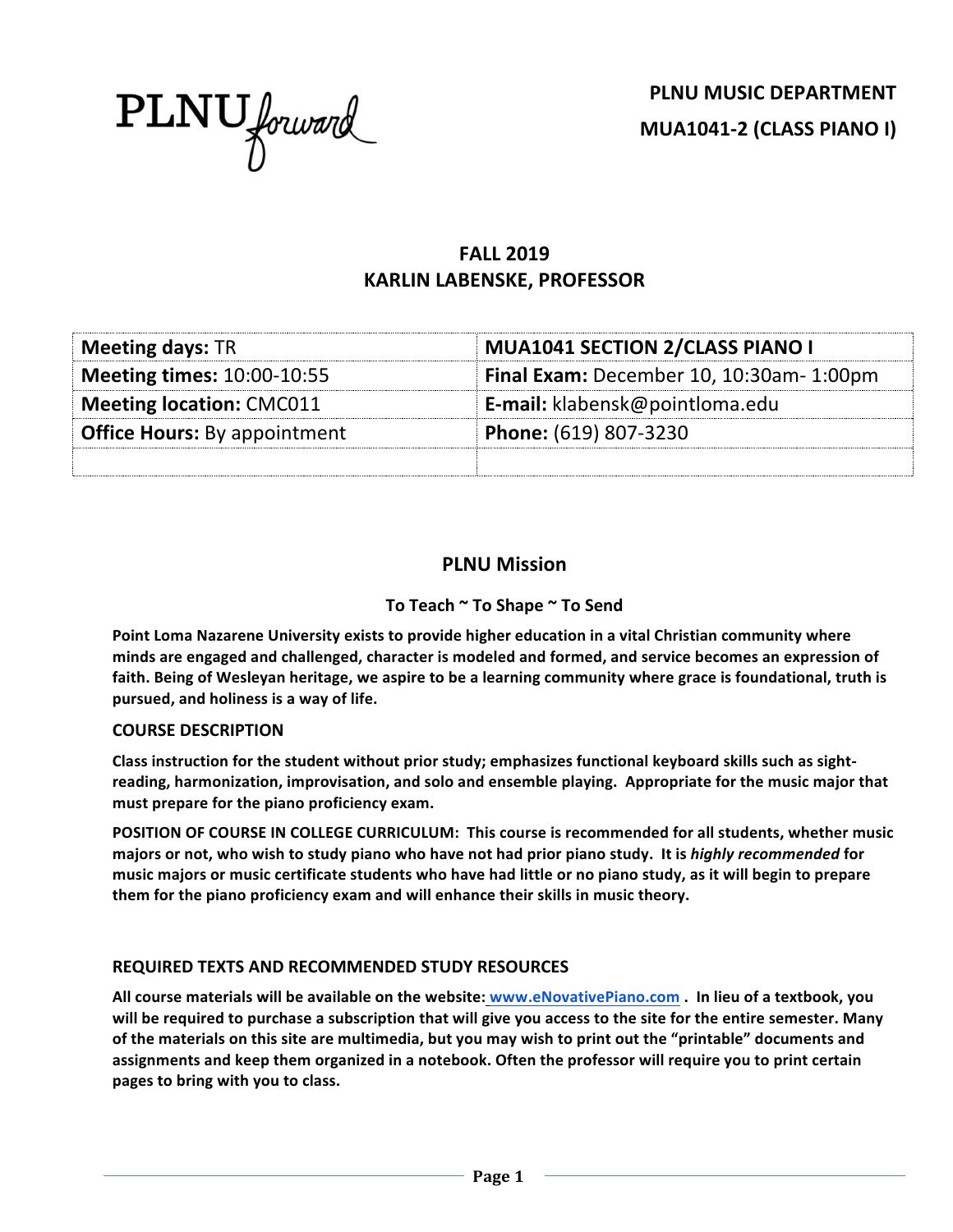PLNU*forward*

**PLNU MUSIC DEPARTMENT**

**MUA1041-2 (CLASS PIANO I)**

## FALL 2019
## KARLIN LABENSKE, PROFESSOR

| **Meeting days:** TR | **MUA1041 SECTION 2/CLASS PIANO I** |
|---|---|
| **Meeting times:** 10:00-10:55 | **Final Exam:** December 10, 10:30am- 1:00pm |
| **Meeting location:** CMC011 | **E-mail:** klabensk@pointloma.edu |
| **Office Hours:** By appointment | **Phone:** (619) 807-3230 |
| | |

## PLNU Mission

**To Teach ~ To Shape ~ To Send**

**Point Loma Nazarene University exists to provide higher education in a vital Christian community where minds are engaged and challenged, character is modeled and formed, and service becomes an expression of faith. Being of Wesleyan heritage, we aspire to be a learning community where grace is foundational, truth is pursued, and holiness is a way of life.**

### COURSE DESCRIPTION

**Class instruction for the student without prior study; emphasizes functional keyboard skills such as sight-reading, harmonization, improvisation, and solo and ensemble playing. Appropriate for the music major that must prepare for the piano proficiency exam.**

**POSITION OF COURSE IN COLLEGE CURRICULUM: This course is recommended for all students, whether music majors or not, who wish to study piano who have not had prior piano study. It is *highly recommended* for music majors or music certificate students who have had little or no piano study, as it will begin to prepare them for the piano proficiency exam and will enhance their skills in music theory.**

### REQUIRED TEXTS AND RECOMMENDED STUDY RESOURCES

**All course materials will be available on the website: www.eNovativePiano.com . In lieu of a textbook, you will be required to purchase a subscription that will give you access to the site for the entire semester. Many of the materials on this site are multimedia, but you may wish to print out the "printable" documents and assignments and keep them organized in a notebook. Often the professor will require you to print certain pages to bring with you to class.**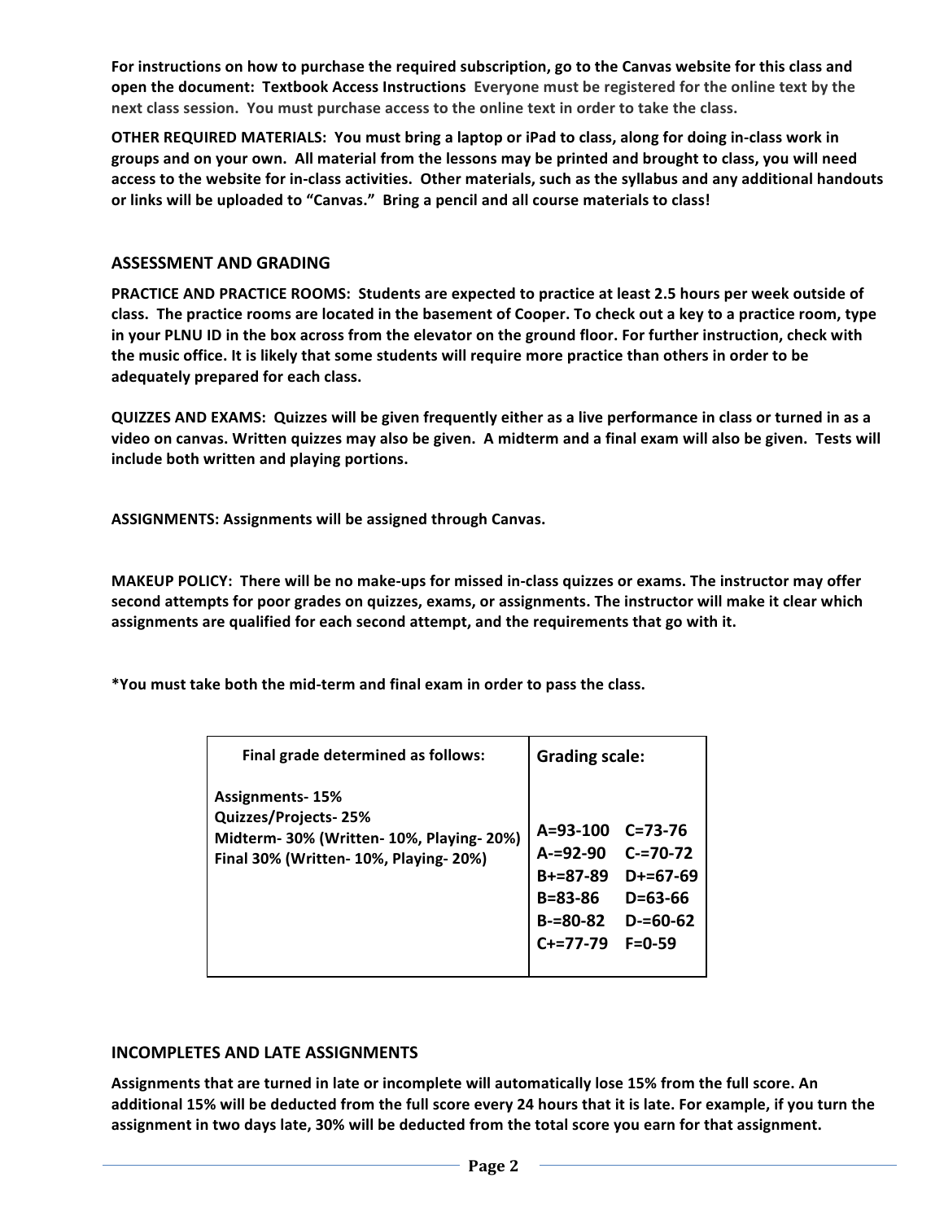**For instructions on how to purchase the required subscription, go to the Canvas website for this class and open the document: Textbook Access Instructions Everyone must be registered for the online text by the next class session. You must purchase access to the online text in order to take the class.**

**OTHER REQUIRED MATERIALS: You must bring a laptop or iPad to class, along for doing in-class work in groups and on your own. All material from the lessons may be printed and brought to class, you will need access to the website for in-class activities. Other materials, such as the syllabus and any additional handouts or links will be uploaded to "Canvas." Bring a pencil and all course materials to class!**

## ASSESSMENT AND GRADING

**PRACTICE AND PRACTICE ROOMS: Students are expected to practice at least 2.5 hours per week outside of class. The practice rooms are located in the basement of Cooper. To check out a key to a practice room, type in your PLNU ID in the box across from the elevator on the ground floor. For further instruction, check with the music office. It is likely that some students will require more practice than others in order to be adequately prepared for each class.**

**QUIZZES AND EXAMS: Quizzes will be given frequently either as a live performance in class or turned in as a video on canvas. Written quizzes may also be given. A midterm and a final exam will also be given. Tests will include both written and playing portions.**

**ASSIGNMENTS: Assignments will be assigned through Canvas.**

**MAKEUP POLICY: There will be no make-ups for missed in-class quizzes or exams. The instructor may offer second attempts for poor grades on quizzes, exams, or assignments. The instructor will make it clear which assignments are qualified for each second attempt, and the requirements that go with it.**

**\*You must take both the mid-term and final exam in order to pass the class.**

| Final grade determined as follows: | Grading scale: | |
|---|---|---|
| Assignments- 15% | A=93-100 | C=73-76 |
| Quizzes/Projects- 25% | A-=92-90 | C-=70-72 |
| Midterm- 30% (Written- 10%, Playing- 20%) | B+=87-89 | D+=67-69 |
| Final 30% (Written- 10%, Playing- 20%) | B=83-86 | D=63-66 |
| | B-=80-82 | D-=60-62 |
| | C+=77-79 | F=0-59 |

## INCOMPLETES AND LATE ASSIGNMENTS

**Assignments that are turned in late or incomplete will automatically lose 15% from the full score. An additional 15% will be deducted from the full score every 24 hours that it is late. For example, if you turn the assignment in two days late, 30% will be deducted from the total score you earn for that assignment.**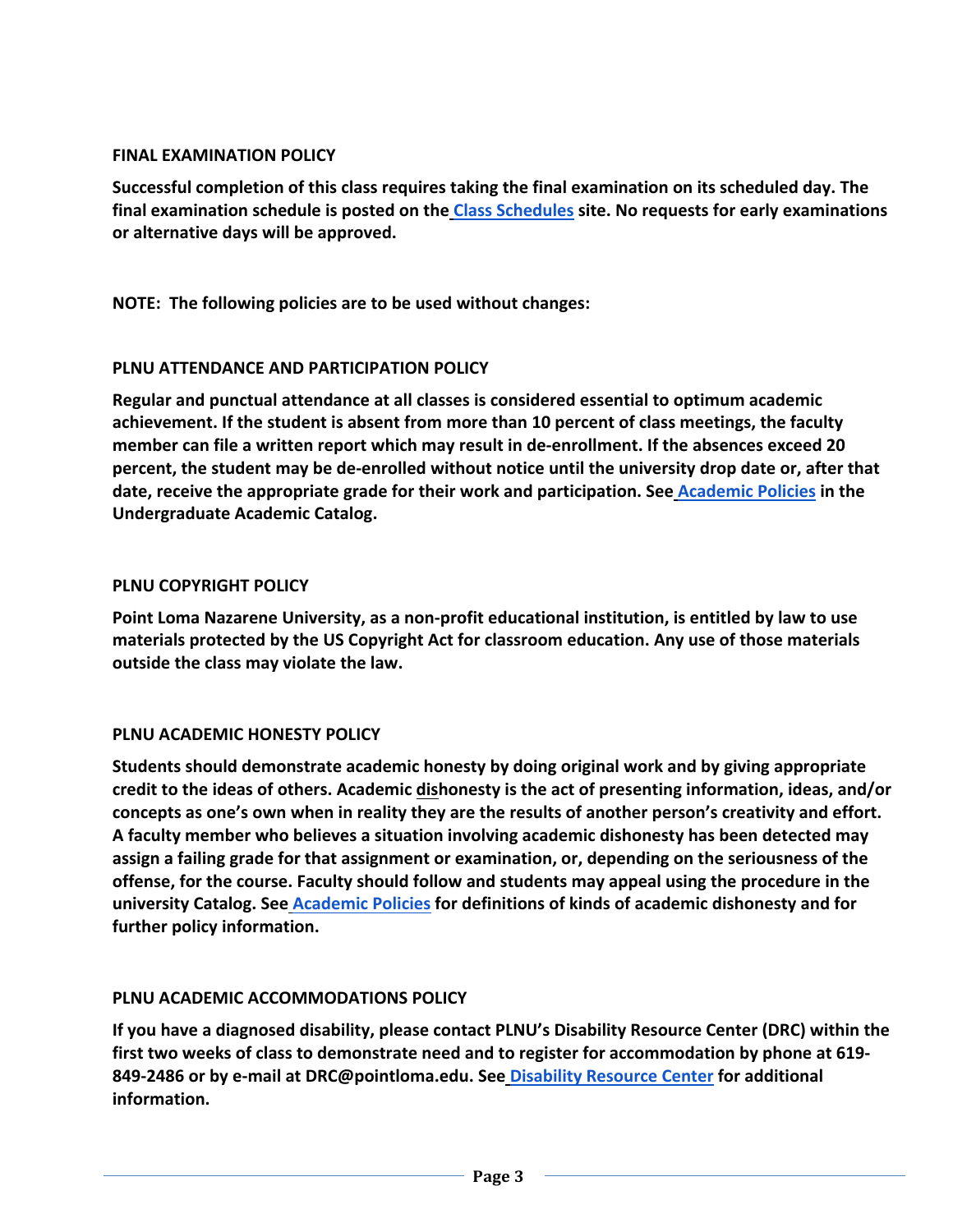### FINAL EXAMINATION POLICY

**Successful completion of this class requires taking the final examination on its scheduled day. The final examination schedule is posted on the Class Schedules site. No requests for early examinations or alternative days will be approved.**

**NOTE: The following policies are to be used without changes:**

### PLNU ATTENDANCE AND PARTICIPATION POLICY

**Regular and punctual attendance at all classes is considered essential to optimum academic achievement. If the student is absent from more than 10 percent of class meetings, the faculty member can file a written report which may result in de-enrollment. If the absences exceed 20 percent, the student may be de-enrolled without notice until the university drop date or, after that date, receive the appropriate grade for their work and participation. See Academic Policies in the Undergraduate Academic Catalog.**

### PLNU COPYRIGHT POLICY

**Point Loma Nazarene University, as a non-profit educational institution, is entitled by law to use materials protected by the US Copyright Act for classroom education. Any use of those materials outside the class may violate the law.**

### PLNU ACADEMIC HONESTY POLICY

**Students should demonstrate academic honesty by doing original work and by giving appropriate credit to the ideas of others. Academic dishonesty is the act of presenting information, ideas, and/or concepts as one's own when in reality they are the results of another person's creativity and effort. A faculty member who believes a situation involving academic dishonesty has been detected may assign a failing grade for that assignment or examination, or, depending on the seriousness of the offense, for the course. Faculty should follow and students may appeal using the procedure in the university Catalog. See Academic Policies for definitions of kinds of academic dishonesty and for further policy information.**

### PLNU ACADEMIC ACCOMMODATIONS POLICY

**If you have a diagnosed disability, please contact PLNU's Disability Resource Center (DRC) within the first two weeks of class to demonstrate need and to register for accommodation by phone at 619-849-2486 or by e-mail at DRC@pointloma.edu. See Disability Resource Center for additional information.**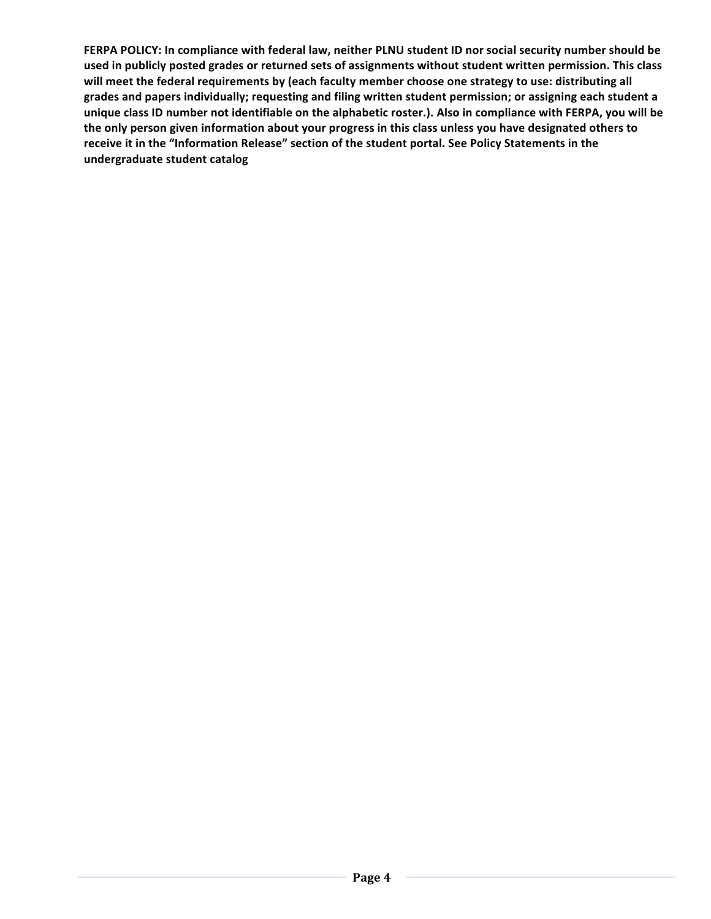**FERPA POLICY: In compliance with federal law, neither PLNU student ID nor social security number should be used in publicly posted grades or returned sets of assignments without student written permission. This class will meet the federal requirements by (each faculty member choose one strategy to use: distributing all grades and papers individually; requesting and filing written student permission; or assigning each student a unique class ID number not identifiable on the alphabetic roster.). Also in compliance with FERPA, you will be the only person given information about your progress in this class unless you have designated others to receive it in the "Information Release" section of the student portal. See Policy Statements in the undergraduate student catalog**